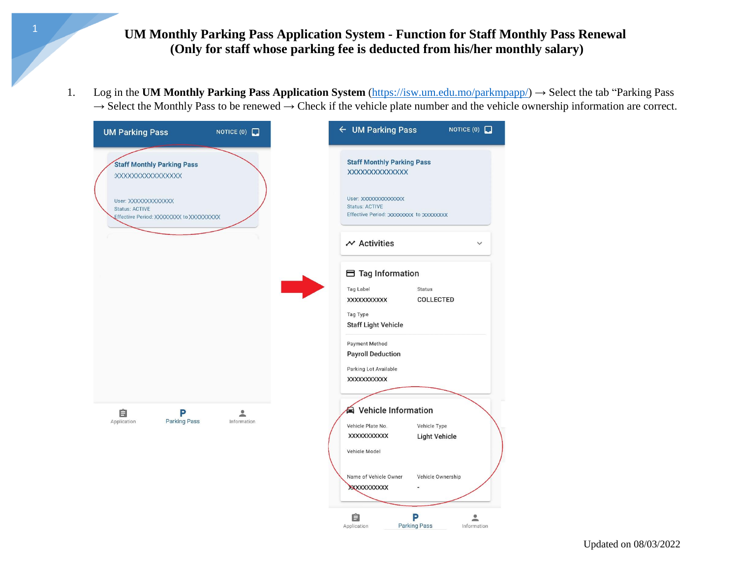# UM Monthly Parking Pass Application System - Function for Staff Monthly Pass Renewal (Only for staff whose parking fee is deducted from his/her monthly salary)

1. Log in the **UM Monthly Parking Pass Application System** (https://isw.um.edu.mo/parkmpapp/) → Select the tab "Parking Pass → Select the Monthly Pass to be renewed → Check if the vehicle plate number and the vehicle ownership information are correct.

UM Parking Pass NOTICE (0)

Staff Monthly Parking Pass
XXXXXXXXXXXXXXXX

User: XXXXXXXXXXXXX
Status: ACTIVE
Effective Period: XXXXXXXX to XXXXXXXXX

Application Parking Pass Information

UM Parking Pass NOTICE (0)

Staff Monthly Parking Pass
XXXXXXXXXXXXXX

User: XXXXXXXXXXXXXX
Status: ACTIVE
Effective Period: XXXXXXXX to XXXXXXXX

Activities

Tag Information

Tag Label
XXXXXXXXXXX

Status
COLLECTED

Tag Type
Staff Light Vehicle

Payment Method
Payroll Deduction

Parking Lot Available
XXXXXXXXXXX

Vehicle Information

Vehicle Plate No.
XXXXXXXXXXX

Vehicle Type
Light Vehicle

Vehicle Model

Name of Vehicle Owner
XXXXXXXXXXX

Vehicle Ownership
-

Application Parking Pass Information

Updated on 08/03/2022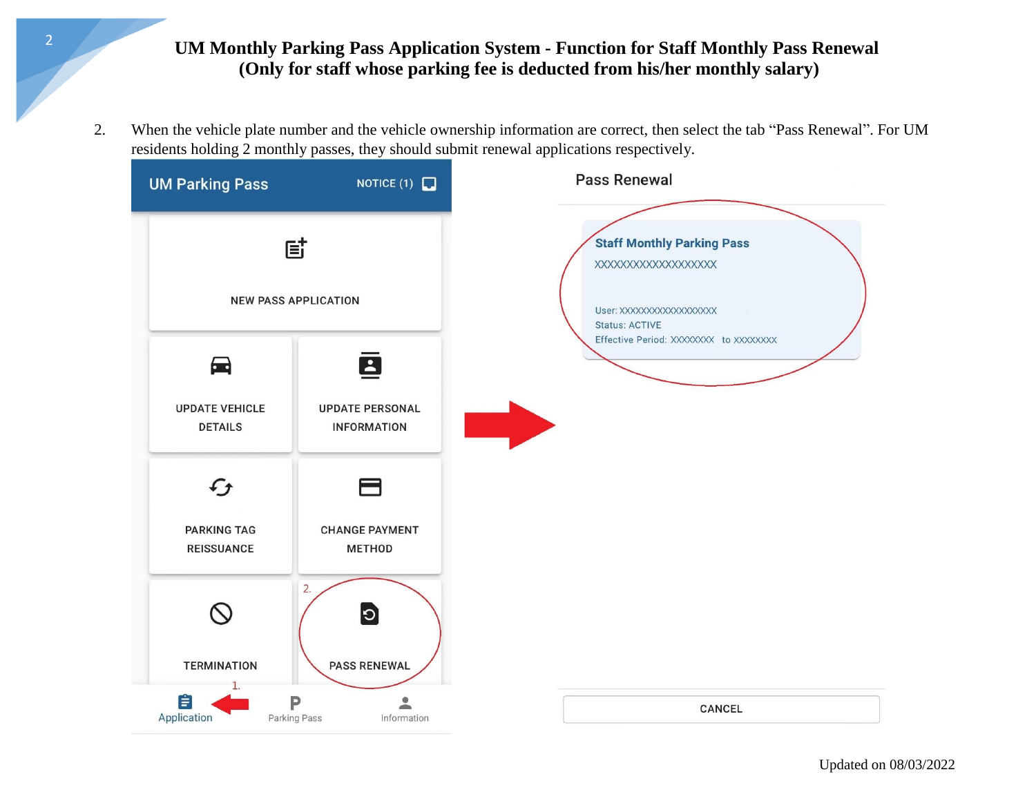# UM Monthly Parking Pass Application System - Function for Staff Monthly Pass Renewal (Only for staff whose parking fee is deducted from his/her monthly salary)

2. When the vehicle plate number and the vehicle ownership information are correct, then select the tab "Pass Renewal". For UM residents holding 2 monthly passes, they should submit renewal applications respectively.

UM Parking Pass

NOTICE (1)

NEW PASS APPLICATION

UPDATE VEHICLE DETAILS

UPDATE PERSONAL INFORMATION

PARKING TAG REISSUANCE

CHANGE PAYMENT METHOD

TERMINATION

2.

PASS RENEWAL

1.

Application

Parking Pass

Information

Pass Renewal

Staff Monthly Parking Pass

XXXXXXXXXXXXXXXXXX

User: XXXXXXXXXXXXXXXXXX

Status: ACTIVE

Effective Period: XXXXXXXX to XXXXXXXX

CANCEL

Updated on 08/03/2022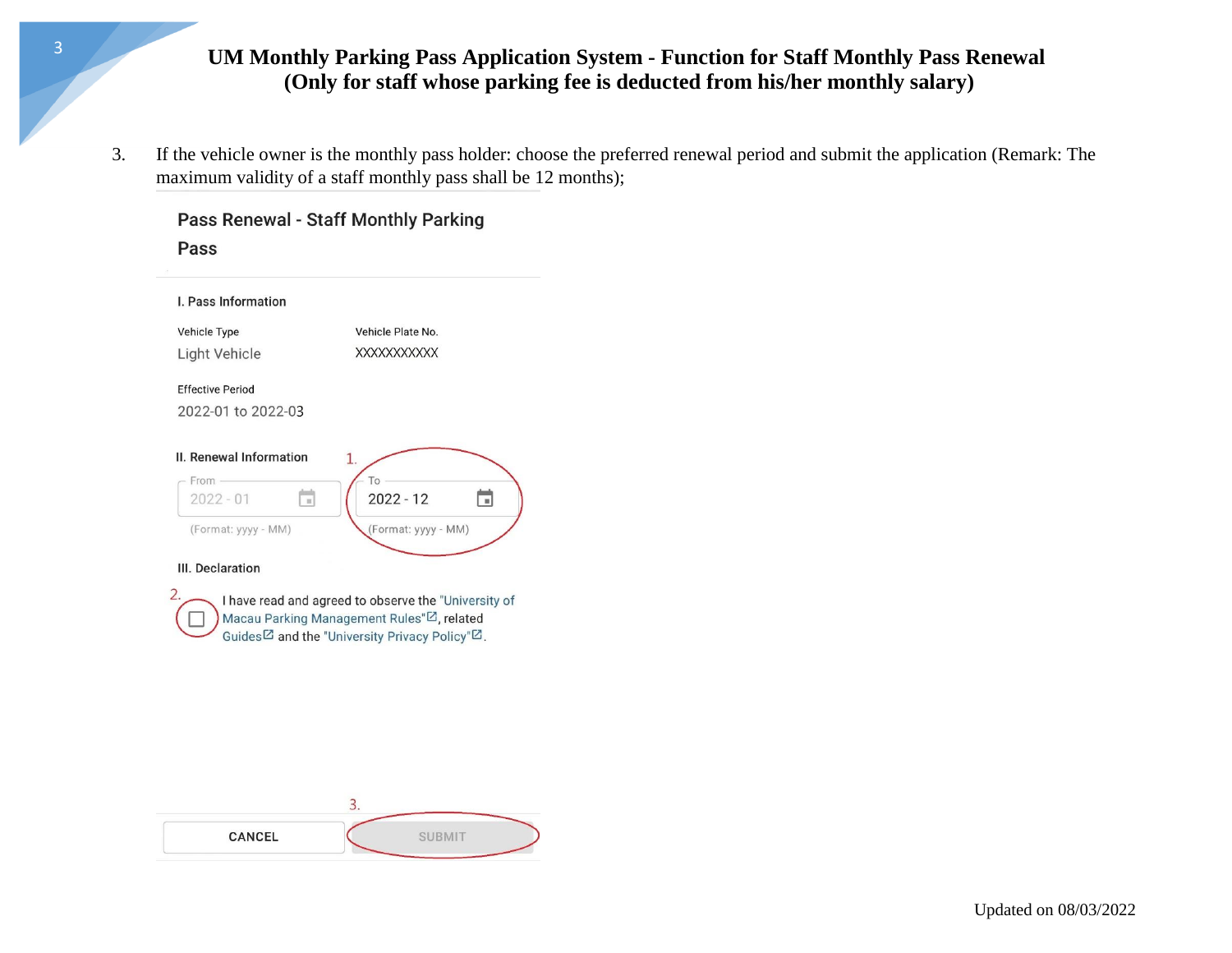# UM Monthly Parking Pass Application System - Function for Staff Monthly Pass Renewal
## (Only for staff whose parking fee is deducted from his/her monthly salary)

3. If the vehicle owner is the monthly pass holder: choose the preferred renewal period and submit the application (Remark: The maximum validity of a staff monthly pass shall be 12 months);

**Pass Renewal - Staff Monthly Parking Pass**

I. Pass Information

Vehicle Type
Light Vehicle

Vehicle Plate No.
XXXXXXXXXXX

Effective Period
2022-01 to 2022-03

II. Renewal Information

1.

From
2022 - 01
(Format: yyyy - MM)

To
2022 - 12
(Format: yyyy - MM)

III. Declaration

2.

☐ I have read and agreed to observe the "University of Macau Parking Management Rules", related Guides and the "University Privacy Policy".

3.

CANCEL SUBMIT

Updated on 08/03/2022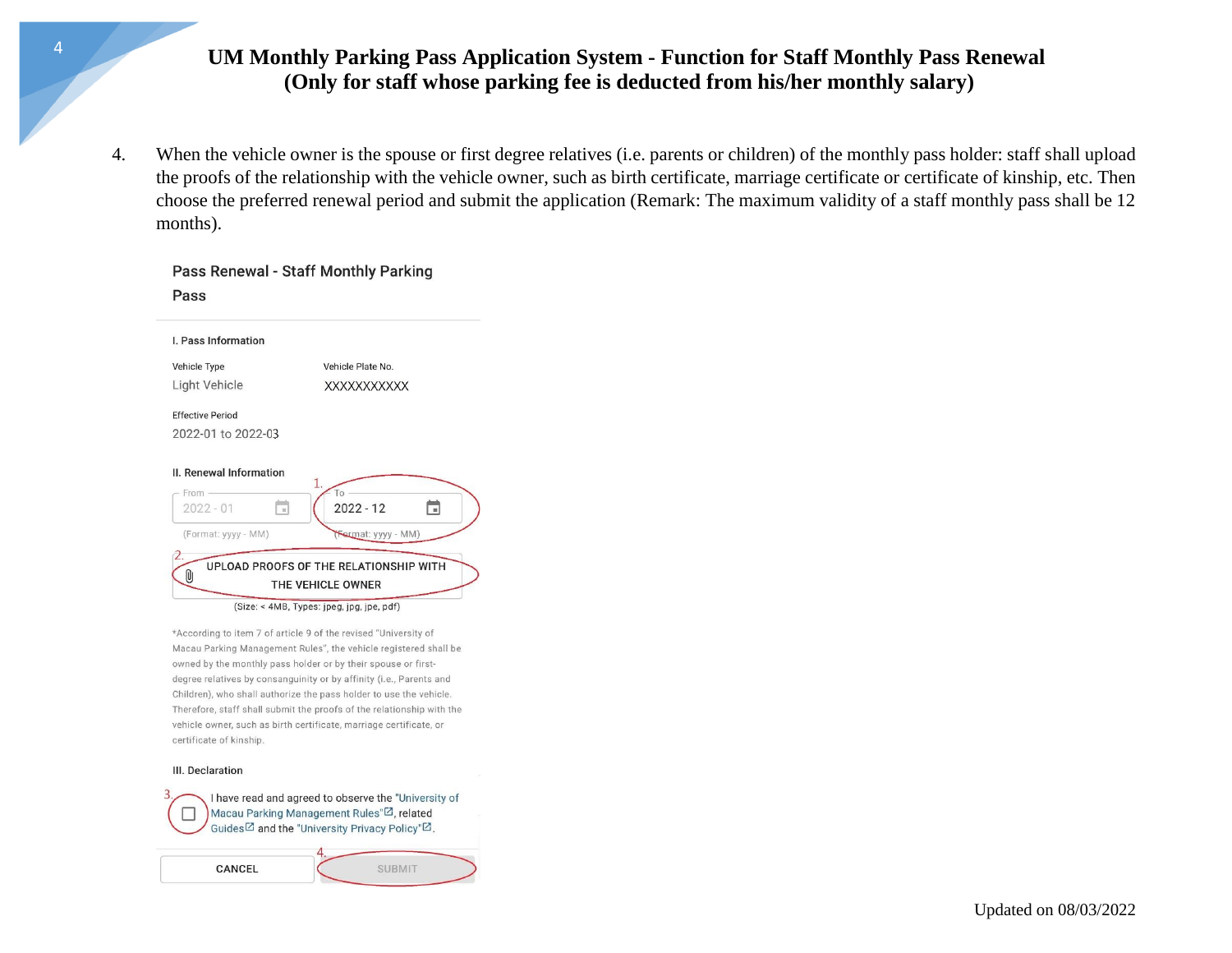# UM Monthly Parking Pass Application System - Function for Staff Monthly Pass Renewal (Only for staff whose parking fee is deducted from his/her monthly salary)

4. When the vehicle owner is the spouse or first degree relatives (i.e. parents or children) of the monthly pass holder: staff shall upload the proofs of the relationship with the vehicle owner, such as birth certificate, marriage certificate or certificate of kinship, etc. Then choose the preferred renewal period and submit the application (Remark: The maximum validity of a staff monthly pass shall be 12 months).

Pass Renewal - Staff Monthly Parking Pass

I. Pass Information

Vehicle Type
Light Vehicle

Vehicle Plate No.
XXXXXXXXXXX

Effective Period
2022-01 to 2022-03

II. Renewal Information

From
2022 - 01
(Format: yyyy - MM)

1.
To
2022 - 12
(Format: yyyy - MM)

2.
UPLOAD PROOFS OF THE RELATIONSHIP WITH THE VEHICLE OWNER
(Size: < 4MB, Types: jpeg, jpg, jpe, pdf)

*According to item 7 of article 9 of the revised "University of Macau Parking Management Rules", the vehicle registered shall be owned by the monthly pass holder or by their spouse or first-degree relatives by consanguinity or by affinity (i.e., Parents and Children), who shall authorize the pass holder to use the vehicle. Therefore, staff shall submit the proofs of the relationship with the vehicle owner, such as birth certificate, marriage certificate, or certificate of kinship.

III. Declaration

3.
☐ I have read and agreed to observe the "University of Macau Parking Management Rules", related Guides and the "University Privacy Policy".

CANCEL

4.
SUBMIT

Updated on 08/03/2022